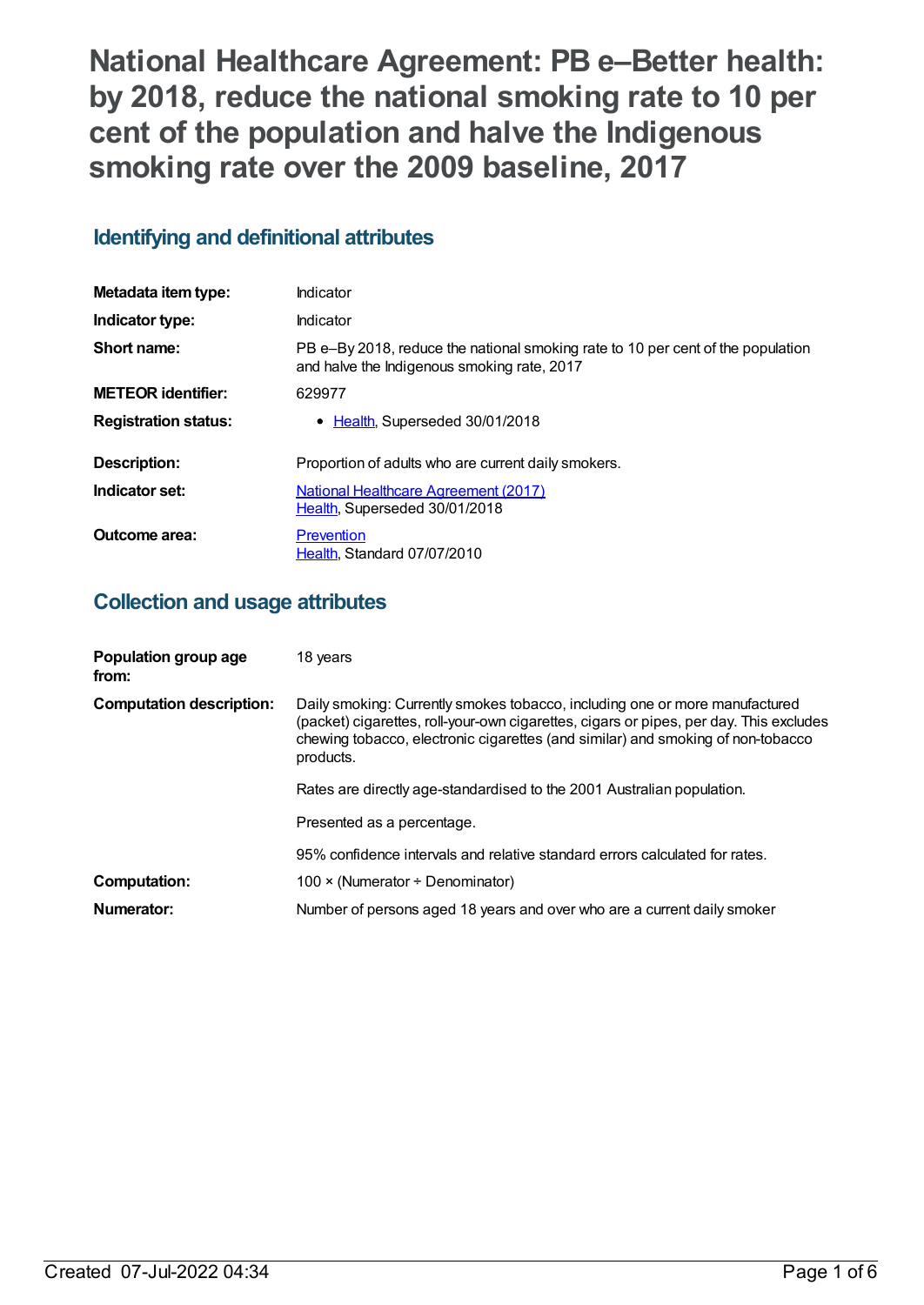# National Healthcare Agreement: PB e–Better health: by 2018, reduce the national smoking rate to 10 per cent of the population and halve the Indigenous smoking rate over the 2009 baseline, 2017

## Identifying and definitional attributes

| | |
|---|---|
| **Metadata item type:** | Indicator |
| **Indicator type:** | Indicator |
| **Short name:** | PB e–By 2018, reduce the national smoking rate to 10 per cent of the population and halve the Indigenous smoking rate, 2017 |
| **METEOR identifier:** | 629977 |
| **Registration status:** | • Health, Superseded 30/01/2018 |
| **Description:** | Proportion of adults who are current daily smokers. |
| **Indicator set:** | National Healthcare Agreement (2017)<br>Health, Superseded 30/01/2018 |
| **Outcome area:** | Prevention<br>Health, Standard 07/07/2010 |

## Collection and usage attributes

| | |
|---|---|
| **Population group age from:** | 18 years |
| **Computation description:** | Daily smoking: Currently smokes tobacco, including one or more manufactured (packet) cigarettes, roll-your-own cigarettes, cigars or pipes, per day. This excludes chewing tobacco, electronic cigarettes (and similar) and smoking of non-tobacco products.<br><br>Rates are directly age-standardised to the 2001 Australian population.<br><br>Presented as a percentage.<br><br>95% confidence intervals and relative standard errors calculated for rates. |
| **Computation:** | 100 × (Numerator ÷ Denominator) |
| **Numerator:** | Number of persons aged 18 years and over who are a current daily smoker |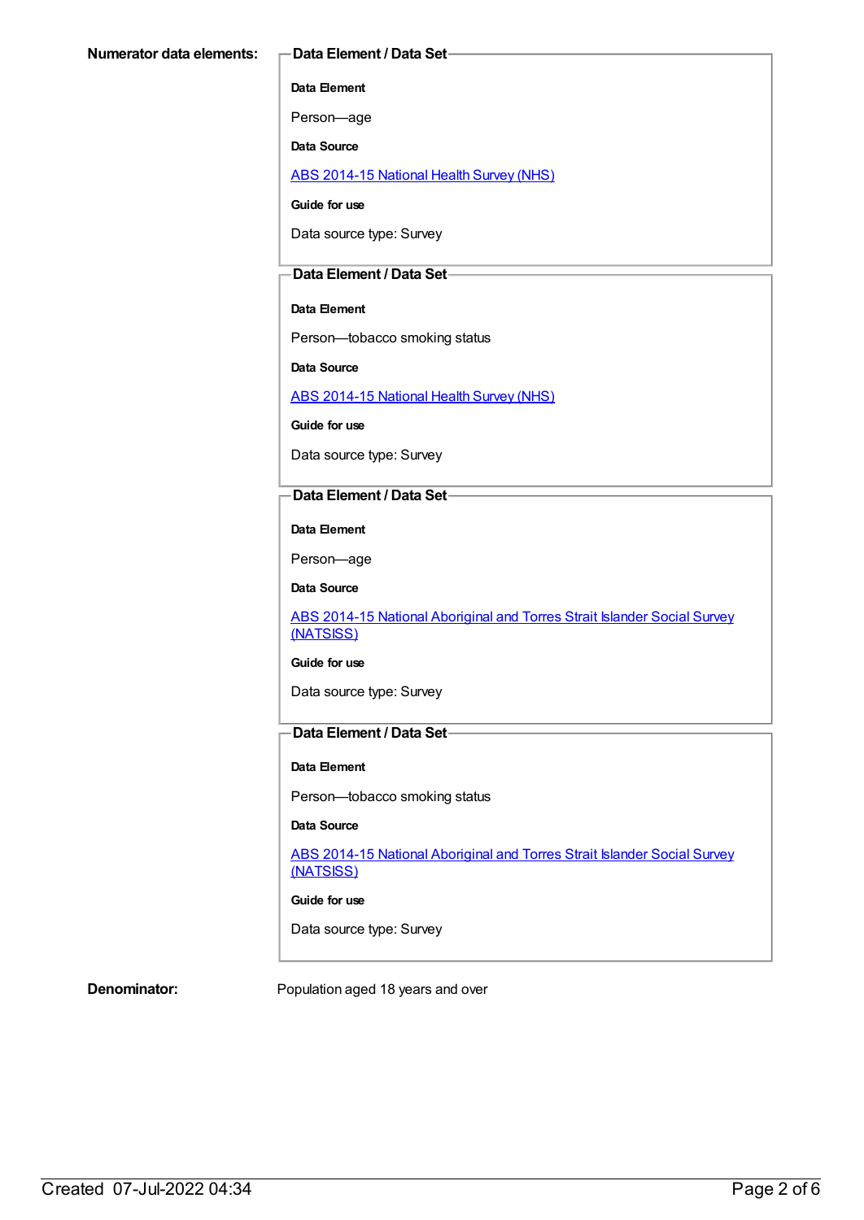**Numerator data elements:**

**Data Element / Data Set**

**Data Element**

Person—age

**Data Source**

ABS 2014-15 National Health Survey (NHS)

**Guide for use**

Data source type: Survey

**Data Element / Data Set**

**Data Element**

Person—tobacco smoking status

**Data Source**

ABS 2014-15 National Health Survey (NHS)

**Guide for use**

Data source type: Survey

**Data Element / Data Set**

**Data Element**

Person—age

**Data Source**

ABS 2014-15 National Aboriginal and Torres Strait Islander Social Survey (NATSISS)

**Guide for use**

Data source type: Survey

**Data Element / Data Set**

**Data Element**

Person—tobacco smoking status

**Data Source**

ABS 2014-15 National Aboriginal and Torres Strait Islander Social Survey (NATSISS)

**Guide for use**

Data source type: Survey

**Denominator:** Population aged 18 years and over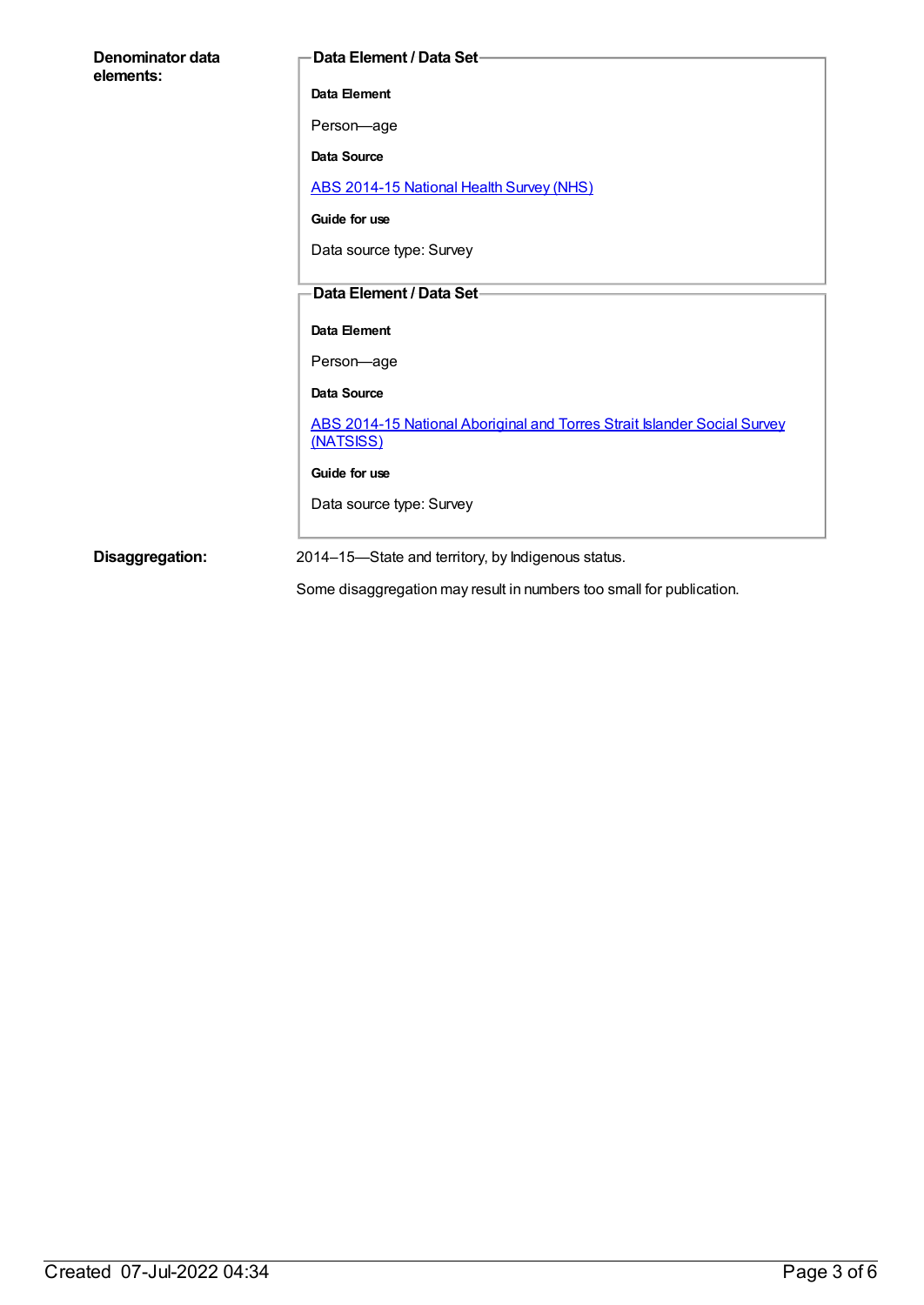**Denominator data elements:**

**Data Element / Data Set**

**Data Element**

Person—age

**Data Source**

ABS 2014-15 National Health Survey (NHS)

**Guide for use**

Data source type: Survey

**Data Element / Data Set**

**Data Element**

Person—age

**Data Source**

ABS 2014-15 National Aboriginal and Torres Strait Islander Social Survey (NATSISS)

**Guide for use**

Data source type: Survey

**Disaggregation:**

2014–15—State and territory, by Indigenous status.

Some disaggregation may result in numbers too small for publication.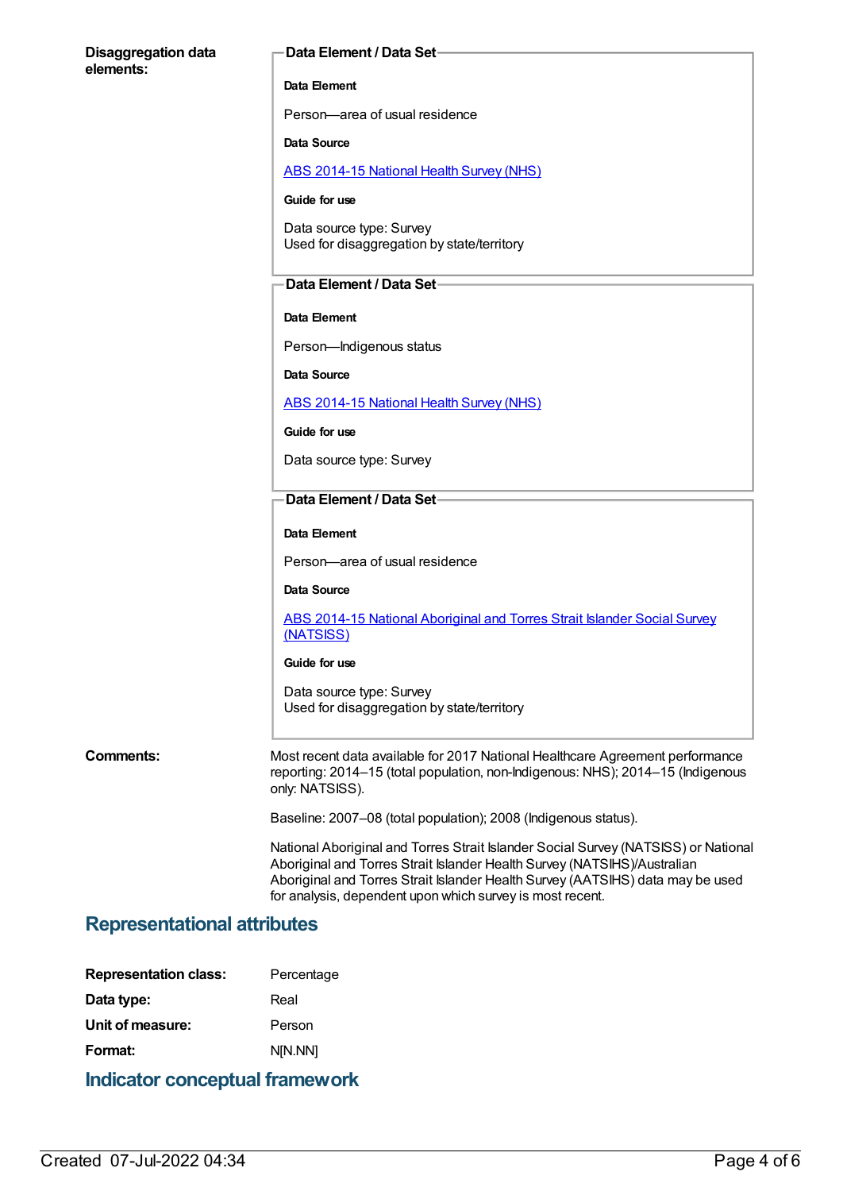**Disaggregation data elements:**

**Data Element / Data Set**

**Data Element**

Person—area of usual residence

**Data Source**

ABS 2014-15 National Health Survey (NHS)

**Guide for use**

Data source type: Survey
Used for disaggregation by state/territory

**Data Element / Data Set**

**Data Element**

Person—Indigenous status

**Data Source**

ABS 2014-15 National Health Survey (NHS)

**Guide for use**

Data source type: Survey

**Data Element / Data Set**

**Data Element**

Person—area of usual residence

**Data Source**

ABS 2014-15 National Aboriginal and Torres Strait Islander Social Survey (NATSISS)

**Guide for use**

Data source type: Survey
Used for disaggregation by state/territory

**Comments:**

Most recent data available for 2017 National Healthcare Agreement performance reporting: 2014–15 (total population, non-Indigenous: NHS); 2014–15 (Indigenous only: NATSISS).

Baseline: 2007–08 (total population); 2008 (Indigenous status).

National Aboriginal and Torres Strait Islander Social Survey (NATSISS) or National Aboriginal and Torres Strait Islander Health Survey (NATSIHS)/Australian Aboriginal and Torres Strait Islander Health Survey (AATSIHS) data may be used for analysis, dependent upon which survey is most recent.

## Representational attributes

**Representation class:** Percentage

**Data type:** Real

**Unit of measure:** Person

**Format:** N[N.NN]

## Indicator conceptual framework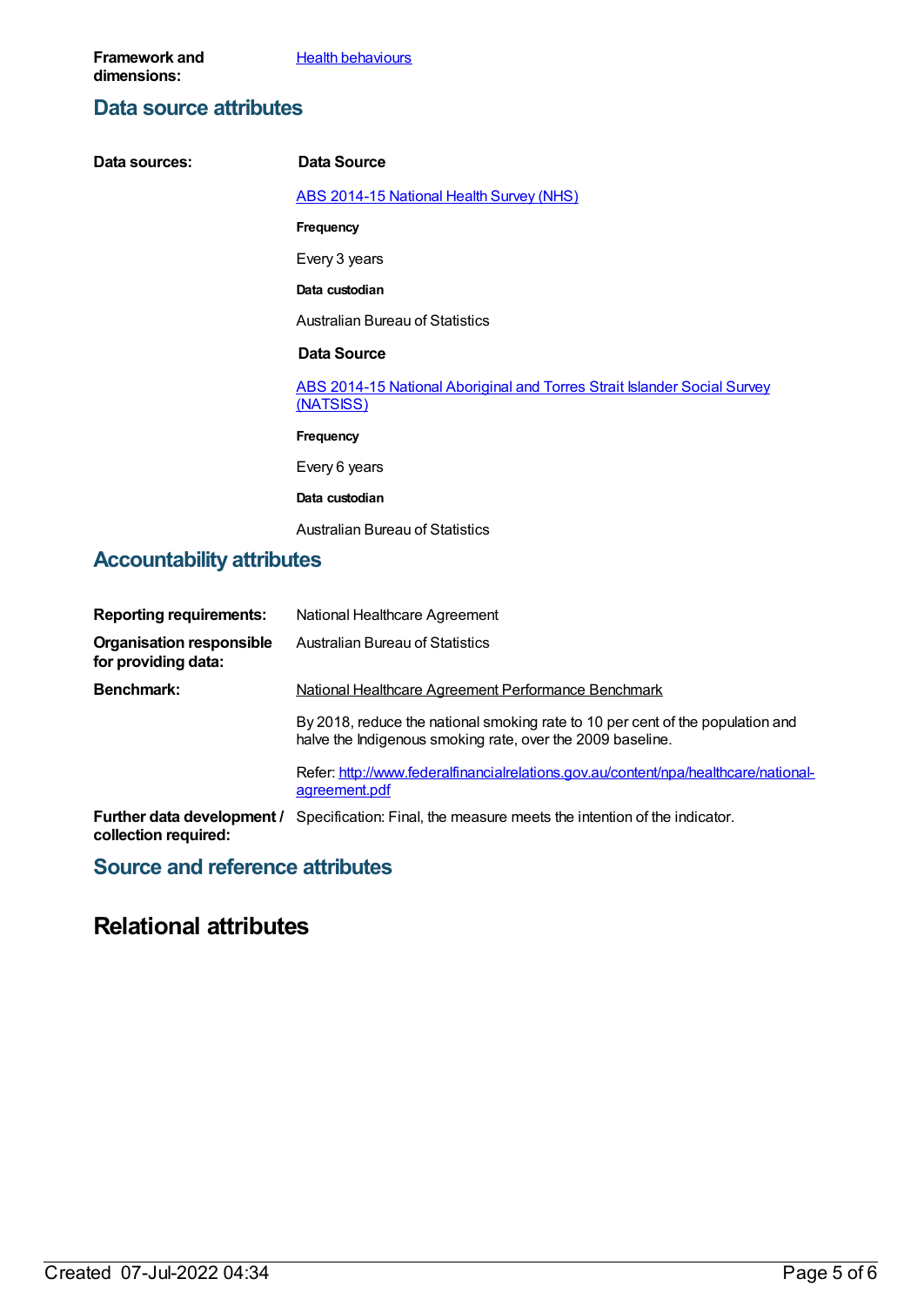**Framework and dimensions:** [Health behaviours]

## Data source attributes

**Data sources:**

**Data Source**

[ABS 2014-15 National Health Survey (NHS)]

**Frequency**

Every 3 years

**Data custodian**

Australian Bureau of Statistics

**Data Source**

[ABS 2014-15 National Aboriginal and Torres Strait Islander Social Survey (NATSISS)]

**Frequency**

Every 6 years

**Data custodian**

Australian Bureau of Statistics

## Accountability attributes

**Reporting requirements:** National Healthcare Agreement

**Organisation responsible for providing data:** Australian Bureau of Statistics

**Benchmark:** National Healthcare Agreement Performance Benchmark

By 2018, reduce the national smoking rate to 10 per cent of the population and halve the Indigenous smoking rate, over the 2009 baseline.

Refer: http://www.federalfinancialrelations.gov.au/content/npa/healthcare/national-agreement.pdf

**Further data development / collection required:** Specification: Final, the measure meets the intention of the indicator.

## Source and reference attributes

# Relational attributes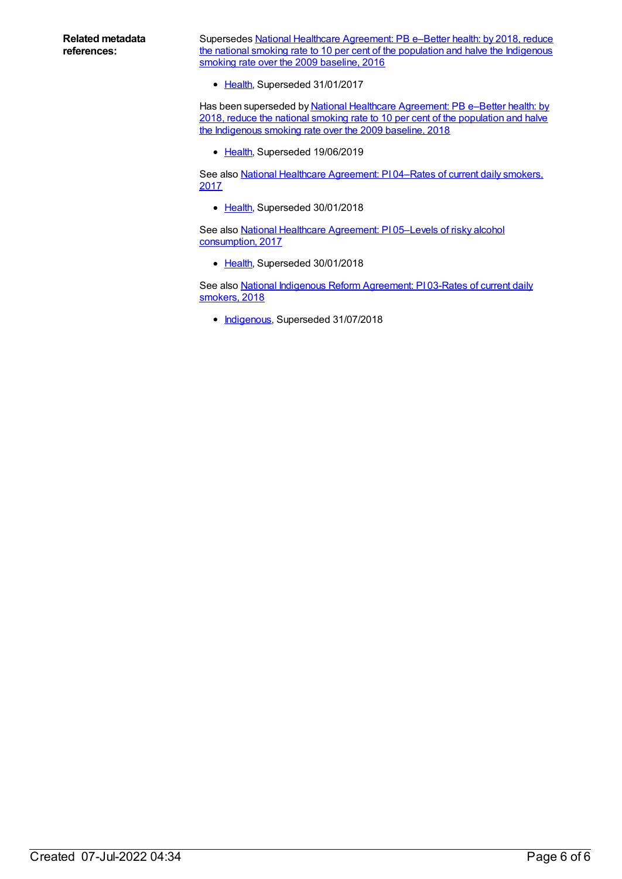**Related metadata references:**

Supersedes National Healthcare Agreement: PB e–Better health: by 2018, reduce the national smoking rate to 10 per cent of the population and halve the Indigenous smoking rate over the 2009 baseline, 2016

- Health, Superseded 31/01/2017

Has been superseded by National Healthcare Agreement: PB e–Better health: by 2018, reduce the national smoking rate to 10 per cent of the population and halve the Indigenous smoking rate over the 2009 baseline, 2018

- Health, Superseded 19/06/2019

See also National Healthcare Agreement: PI 04–Rates of current daily smokers, 2017

- Health, Superseded 30/01/2018

See also National Healthcare Agreement: PI 05–Levels of risky alcohol consumption, 2017

- Health, Superseded 30/01/2018

See also National Indigenous Reform Agreement: PI 03-Rates of current daily smokers, 2018

- Indigenous, Superseded 31/07/2018